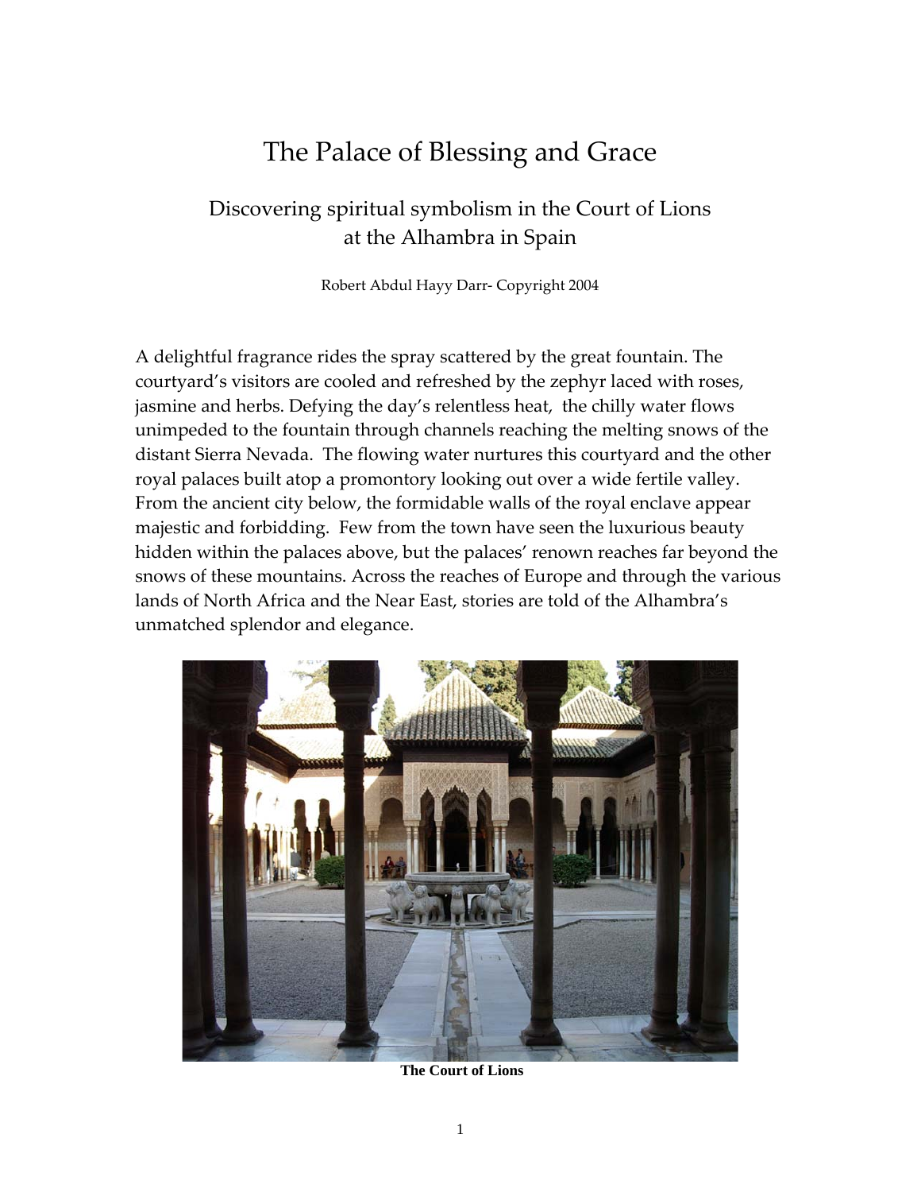# The Palace of Blessing and Grace

## Discovering spiritual symbolism in the Court of Lions at the Alhambra in Spain

Robert Abdul Hayy Darr- Copyright 2004

A delightful fragrance rides the spray scattered by the great fountain. The courtyard's visitors are cooled and refreshed by the zephyr laced with roses, jasmine and herbs. Defying the day's relentless heat, the chilly water flows unimpeded to the fountain through channels reaching the melting snows of the distant Sierra Nevada. The flowing water nurtures this courtyard and the other royal palaces built atop a promontory looking out over a wide fertile valley. From the ancient city below, the formidable walls of the royal enclave appear majestic and forbidding. Few from the town have seen the luxurious beauty hidden within the palaces above, but the palaces' renown reaches far beyond the snows of these mountains. Across the reaches of Europe and through the various lands of North Africa and the Near East, stories are told of the Alhambra's unmatched splendor and elegance.

**The Court of Lions**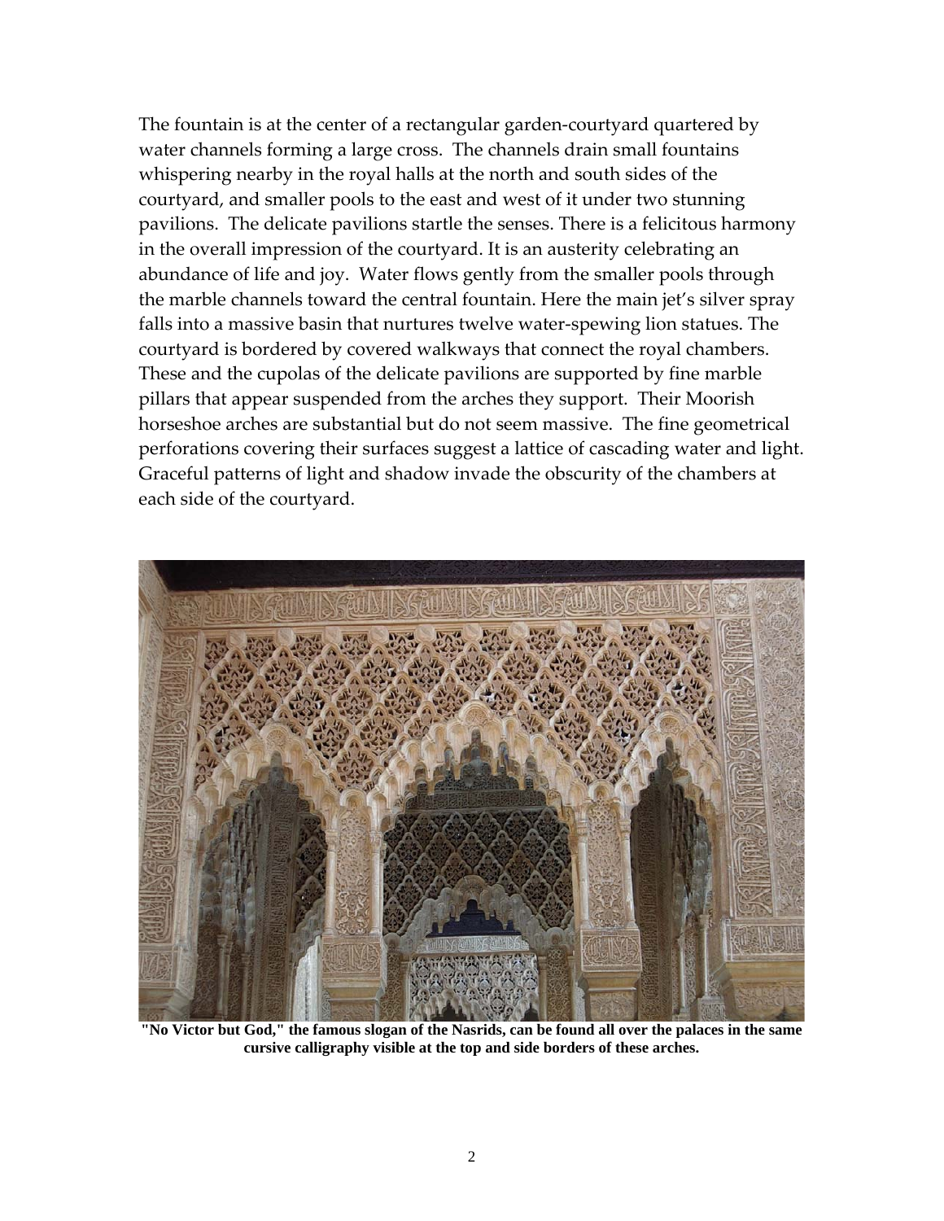The fountain is at the center of a rectangular garden-courtyard quartered by water channels forming a large cross. The channels drain small fountains whispering nearby in the royal halls at the north and south sides of the courtyard, and smaller pools to the east and west of it under two stunning pavilions. The delicate pavilions startle the senses. There is a felicitous harmony in the overall impression of the courtyard. It is an austerity celebrating an abundance of life and joy. Water flows gently from the smaller pools through the marble channels toward the central fountain. Here the main jet's silver spray falls into a massive basin that nurtures twelve water-spewing lion statues. The courtyard is bordered by covered walkways that connect the royal chambers. These and the cupolas of the delicate pavilions are supported by fine marble pillars that appear suspended from the arches they support. Their Moorish horseshoe arches are substantial but do not seem massive. The fine geometrical perforations covering their surfaces suggest a lattice of cascading water and light. Graceful patterns of light and shadow invade the obscurity of the chambers at each side of the courtyard.

**"No Victor but God," the famous slogan of the Nasrids, can be found all over the palaces in the same cursive calligraphy visible at the top and side borders of these arches.**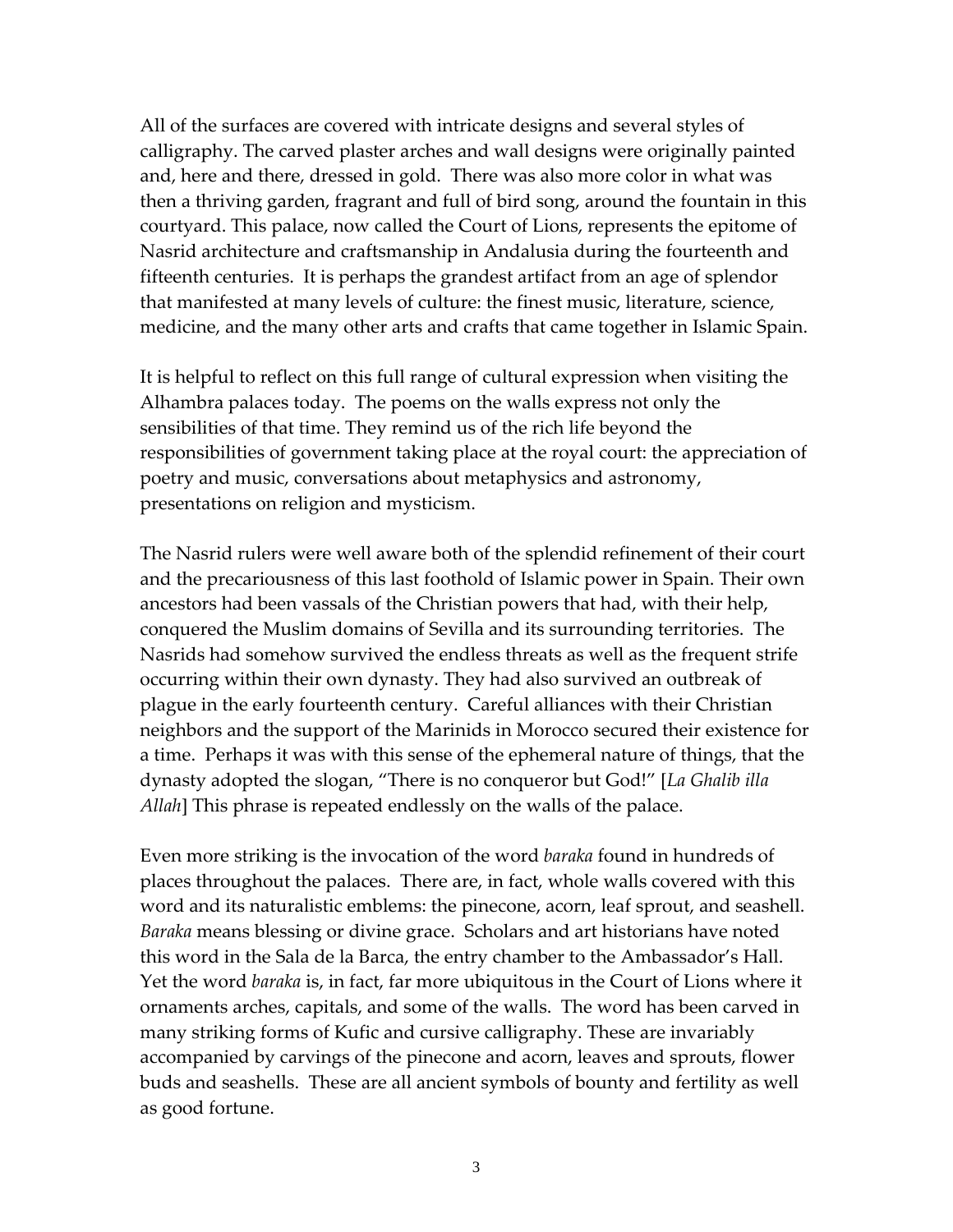All of the surfaces are covered with intricate designs and several styles of calligraphy. The carved plaster arches and wall designs were originally painted and, here and there, dressed in gold. There was also more color in what was then a thriving garden, fragrant and full of bird song, around the fountain in this courtyard. This palace, now called the Court of Lions, represents the epitome of Nasrid architecture and craftsmanship in Andalusia during the fourteenth and fifteenth centuries. It is perhaps the grandest artifact from an age of splendor that manifested at many levels of culture: the finest music, literature, science, medicine, and the many other arts and crafts that came together in Islamic Spain.

It is helpful to reflect on this full range of cultural expression when visiting the Alhambra palaces today. The poems on the walls express not only the sensibilities of that time. They remind us of the rich life beyond the responsibilities of government taking place at the royal court: the appreciation of poetry and music, conversations about metaphysics and astronomy, presentations on religion and mysticism.

The Nasrid rulers were well aware both of the splendid refinement of their court and the precariousness of this last foothold of Islamic power in Spain. Their own ancestors had been vassals of the Christian powers that had, with their help, conquered the Muslim domains of Sevilla and its surrounding territories. The Nasrids had somehow survived the endless threats as well as the frequent strife occurring within their own dynasty. They had also survived an outbreak of plague in the early fourteenth century. Careful alliances with their Christian neighbors and the support of the Marinids in Morocco secured their existence for a time. Perhaps it was with this sense of the ephemeral nature of things, that the dynasty adopted the slogan, "There is no conqueror but God!" [*La Ghalib illa Allah*] This phrase is repeated endlessly on the walls of the palace.

Even more striking is the invocation of the word *baraka* found in hundreds of places throughout the palaces. There are, in fact, whole walls covered with this word and its naturalistic emblems: the pinecone, acorn, leaf sprout, and seashell. *Baraka* means blessing or divine grace. Scholars and art historians have noted this word in the Sala de la Barca, the entry chamber to the Ambassador's Hall. Yet the word *baraka* is, in fact, far more ubiquitous in the Court of Lions where it ornaments arches, capitals, and some of the walls. The word has been carved in many striking forms of Kufic and cursive calligraphy. These are invariably accompanied by carvings of the pinecone and acorn, leaves and sprouts, flower buds and seashells. These are all ancient symbols of bounty and fertility as well as good fortune.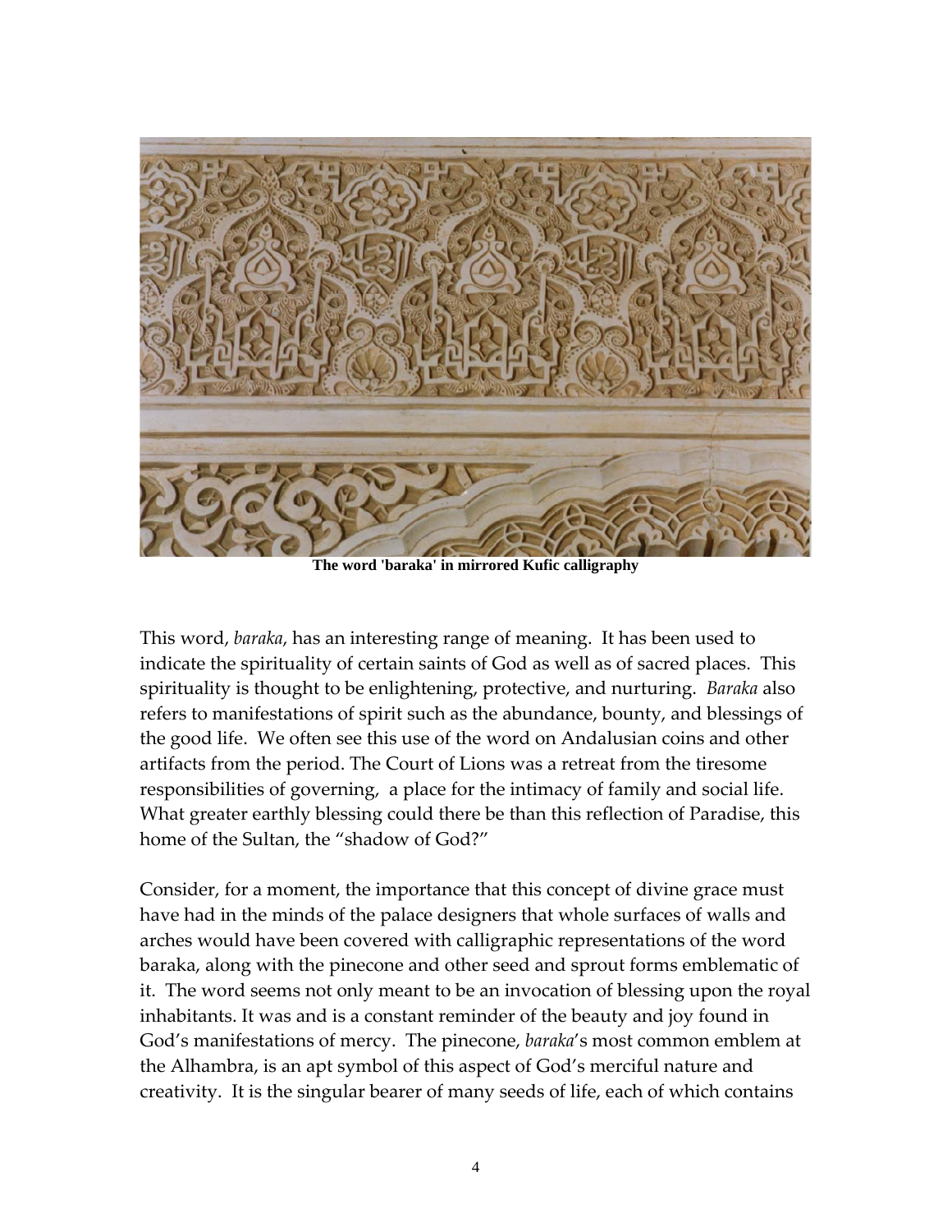**The word 'baraka' in mirrored Kufic calligraphy**

This word, *baraka*, has an interesting range of meaning. It has been used to indicate the spirituality of certain saints of God as well as of sacred places. This spirituality is thought to be enlightening, protective, and nurturing. *Baraka* also refers to manifestations of spirit such as the abundance, bounty, and blessings of the good life. We often see this use of the word on Andalusian coins and other artifacts from the period. The Court of Lions was a retreat from the tiresome responsibilities of governing, a place for the intimacy of family and social life. What greater earthly blessing could there be than this reflection of Paradise, this home of the Sultan, the "shadow of God?"

Consider, for a moment, the importance that this concept of divine grace must have had in the minds of the palace designers that whole surfaces of walls and arches would have been covered with calligraphic representations of the word baraka, along with the pinecone and other seed and sprout forms emblematic of it. The word seems not only meant to be an invocation of blessing upon the royal inhabitants. It was and is a constant reminder of the beauty and joy found in God's manifestations of mercy. The pinecone, *baraka*'s most common emblem at the Alhambra, is an apt symbol of this aspect of God's merciful nature and creativity. It is the singular bearer of many seeds of life, each of which contains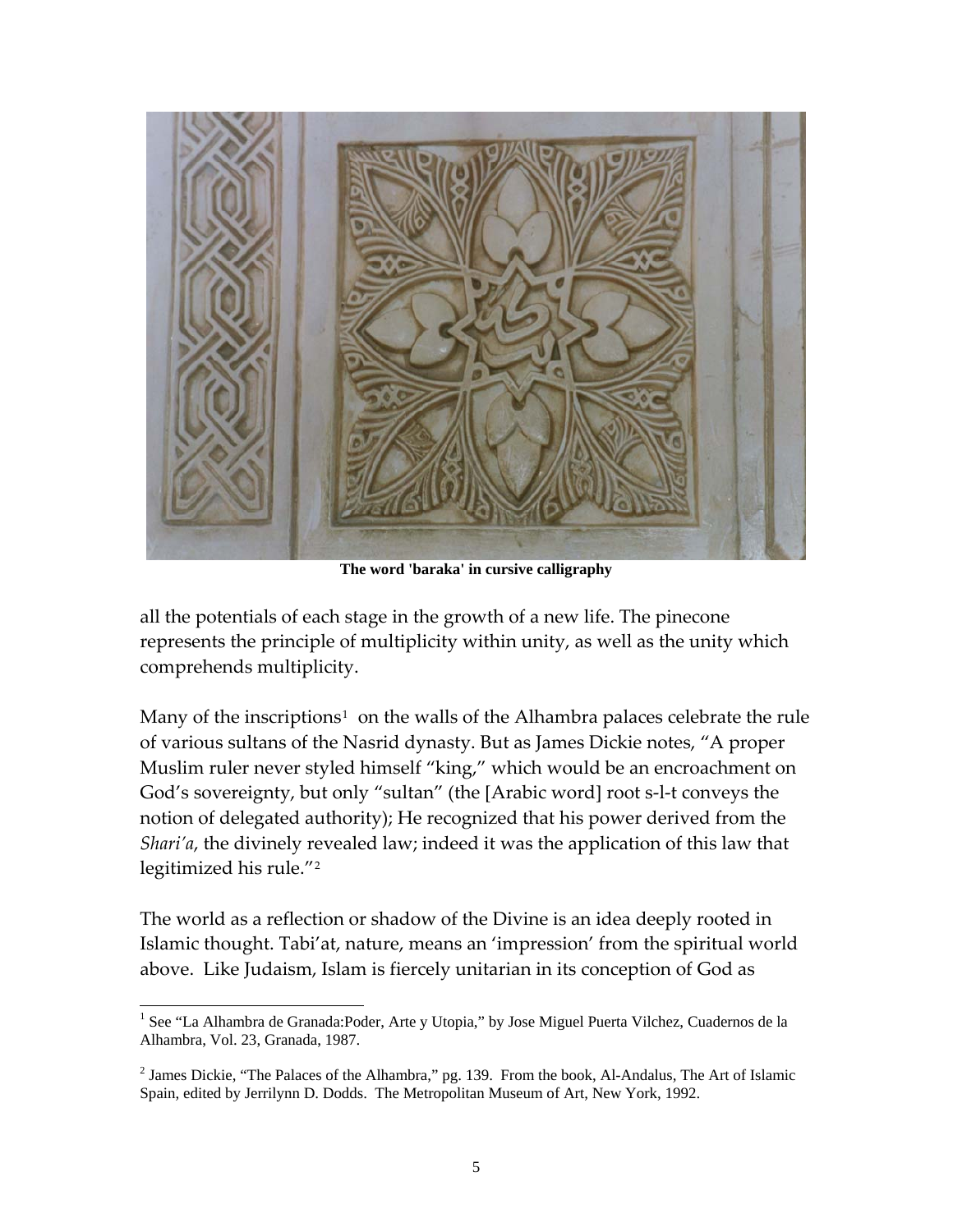**The word 'baraka' in cursive calligraphy**

all the potentials of each stage in the growth of a new life. The pinecone represents the principle of multiplicity within unity, as well as the unity which comprehends multiplicity.

Many of the inscriptions[1] on the walls of the Alhambra palaces celebrate the rule of various sultans of the Nasrid dynasty. But as James Dickie notes, "A proper Muslim ruler never styled himself "king," which would be an encroachment on God's sovereignty, but only "sultan" (the [Arabic word] root s-l-t conveys the notion of delegated authority); He recognized that his power derived from the *Shari'a*, the divinely revealed law; indeed it was the application of this law that legitimized his rule."[2]

The world as a reflection or shadow of the Divine is an idea deeply rooted in Islamic thought. Tabi'at, nature, means an 'impression' from the spiritual world above. Like Judaism, Islam is fiercely unitarian in its conception of God as

---

[1] See "La Alhambra de Granada:Poder, Arte y Utopia," by Jose Miguel Puerta Vilchez, Cuadernos de la Alhambra, Vol. 23, Granada, 1987.

[2] James Dickie, "The Palaces of the Alhambra," pg. 139. From the book, Al-Andalus, The Art of Islamic Spain, edited by Jerrilynn D. Dodds. The Metropolitan Museum of Art, New York, 1992.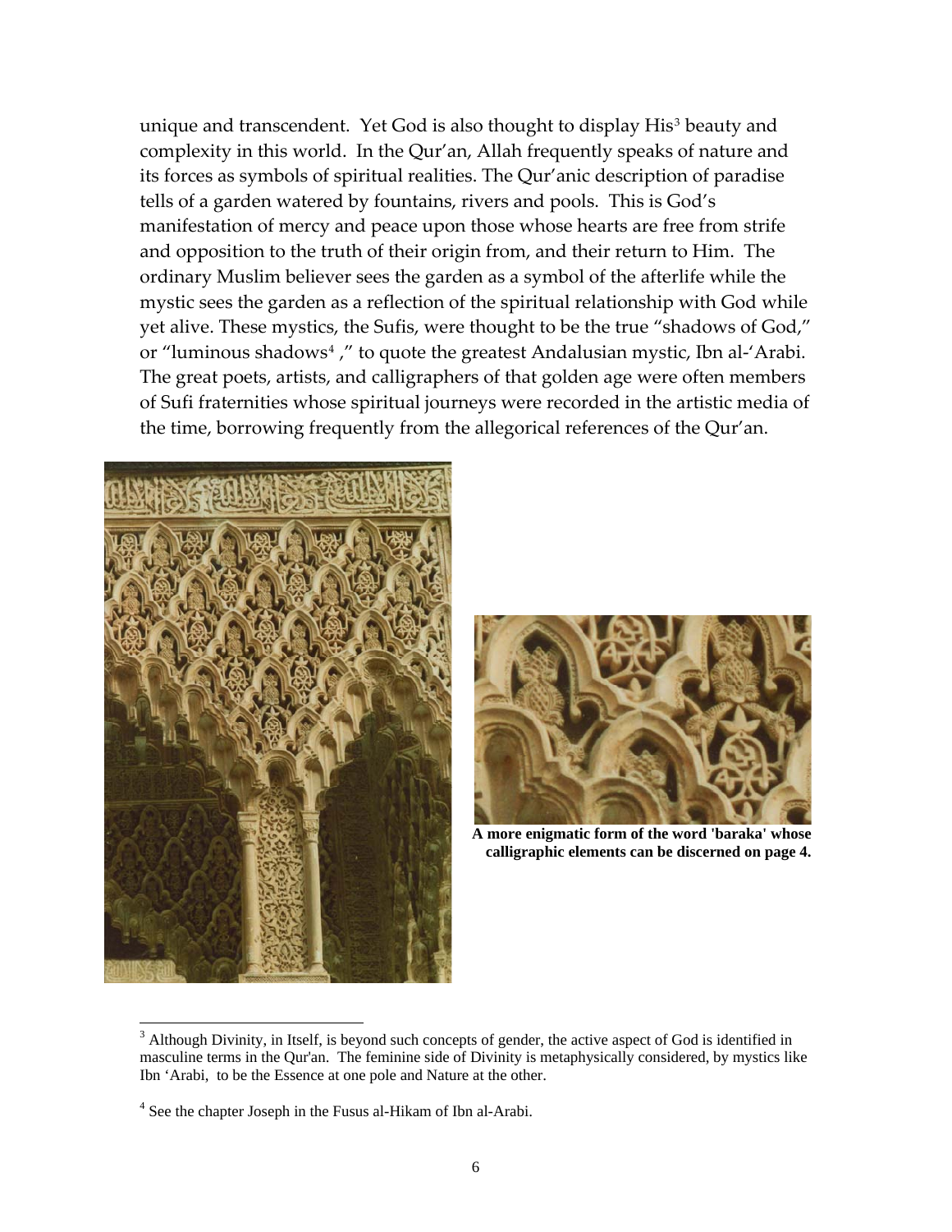unique and transcendent. Yet God is also thought to display His[3] beauty and complexity in this world. In the Qur'an, Allah frequently speaks of nature and its forces as symbols of spiritual realities. The Qur'anic description of paradise tells of a garden watered by fountains, rivers and pools. This is God's manifestation of mercy and peace upon those whose hearts are free from strife and opposition to the truth of their origin from, and their return to Him. The ordinary Muslim believer sees the garden as a symbol of the afterlife while the mystic sees the garden as a reflection of the spiritual relationship with God while yet alive. These mystics, the Sufis, were thought to be the true "shadows of God," or "luminous shadows[4] ," to quote the greatest Andalusian mystic, Ibn al-'Arabi. The great poets, artists, and calligraphers of that golden age were often members of Sufi fraternities whose spiritual journeys were recorded in the artistic media of the time, borrowing frequently from the allegorical references of the Qur'an.

**A more enigmatic form of the word 'baraka' whose calligraphic elements can be discerned on page 4.**

[3] Although Divinity, in Itself, is beyond such concepts of gender, the active aspect of God is identified in masculine terms in the Qur'an. The feminine side of Divinity is metaphysically considered, by mystics like Ibn 'Arabi, to be the Essence at one pole and Nature at the other.

[4] See the chapter Joseph in the Fusus al-Hikam of Ibn al-Arabi.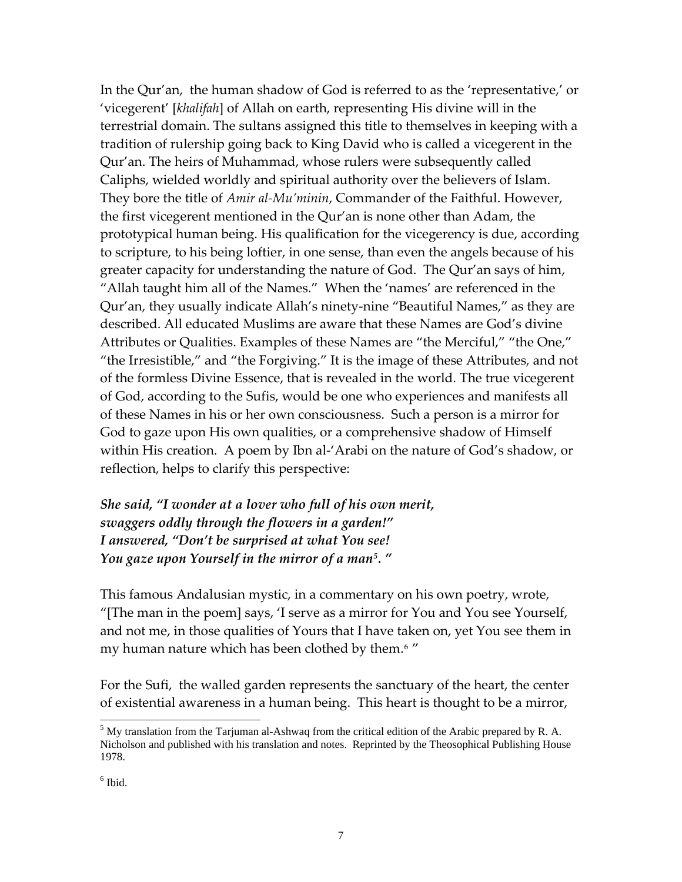In the Qur'an, the human shadow of God is referred to as the 'representative,' or 'vicegerent' [*khalifah*] of Allah on earth, representing His divine will in the terrestrial domain. The sultans assigned this title to themselves in keeping with a tradition of rulership going back to King David who is called a vicegerent in the Qur'an. The heirs of Muhammad, whose rulers were subsequently called Caliphs, wielded worldly and spiritual authority over the believers of Islam. They bore the title of *Amir al-Mu'minin*, Commander of the Faithful. However, the first vicegerent mentioned in the Qur'an is none other than Adam, the prototypical human being. His qualification for the vicegerency is due, according to scripture, to his being loftier, in one sense, than even the angels because of his greater capacity for understanding the nature of God. The Qur'an says of him, "Allah taught him all of the Names." When the 'names' are referenced in the Qur'an, they usually indicate Allah's ninety-nine "Beautiful Names," as they are described. All educated Muslims are aware that these Names are God's divine Attributes or Qualities. Examples of these Names are "the Merciful," "the One," "the Irresistible," and "the Forgiving." It is the image of these Attributes, and not of the formless Divine Essence, that is revealed in the world. The true vicegerent of God, according to the Sufis, would be one who experiences and manifests all of these Names in his or her own consciousness. Such a person is a mirror for God to gaze upon His own qualities, or a comprehensive shadow of Himself within His creation. A poem by Ibn al-'Arabi on the nature of God's shadow, or reflection, helps to clarify this perspective:

***She said, "I wonder at a lover who full of his own merit,***
***swaggers oddly through the flowers in a garden!"***
***I answered, "Don't be surprised at what You see!***
***You gaze upon Yourself in the mirror of a man[5]. "***

This famous Andalusian mystic, in a commentary on his own poetry, wrote, "[The man in the poem] says, 'I serve as a mirror for You and You see Yourself, and not me, in those qualities of Yours that I have taken on, yet You see them in my human nature which has been clothed by them.[6] "

For the Sufi, the walled garden represents the sanctuary of the heart, the center of existential awareness in a human being. This heart is thought to be a mirror,

---

[5] My translation from the Tarjuman al-Ashwaq from the critical edition of the Arabic prepared by R. A. Nicholson and published with his translation and notes. Reprinted by the Theosophical Publishing House 1978.

[6] Ibid.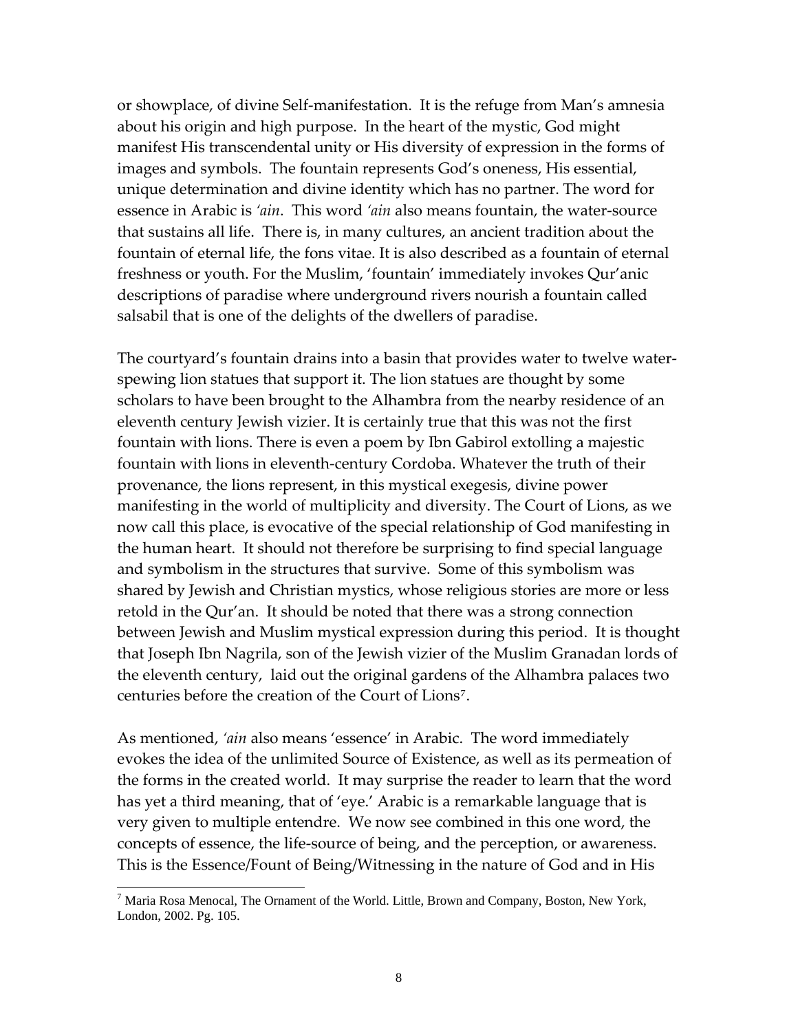or showplace, of divine Self-manifestation. It is the refuge from Man's amnesia about his origin and high purpose. In the heart of the mystic, God might manifest His transcendental unity or His diversity of expression in the forms of images and symbols. The fountain represents God's oneness, His essential, unique determination and divine identity which has no partner. The word for essence in Arabic is *'ain*. This word *'ain* also means fountain, the water-source that sustains all life. There is, in many cultures, an ancient tradition about the fountain of eternal life, the fons vitae. It is also described as a fountain of eternal freshness or youth. For the Muslim, 'fountain' immediately invokes Qur'anic descriptions of paradise where underground rivers nourish a fountain called salsabil that is one of the delights of the dwellers of paradise.

The courtyard's fountain drains into a basin that provides water to twelve water-spewing lion statues that support it. The lion statues are thought by some scholars to have been brought to the Alhambra from the nearby residence of an eleventh century Jewish vizier. It is certainly true that this was not the first fountain with lions. There is even a poem by Ibn Gabirol extolling a majestic fountain with lions in eleventh-century Cordoba. Whatever the truth of their provenance, the lions represent, in this mystical exegesis, divine power manifesting in the world of multiplicity and diversity. The Court of Lions, as we now call this place, is evocative of the special relationship of God manifesting in the human heart. It should not therefore be surprising to find special language and symbolism in the structures that survive. Some of this symbolism was shared by Jewish and Christian mystics, whose religious stories are more or less retold in the Qur'an. It should be noted that there was a strong connection between Jewish and Muslim mystical expression during this period. It is thought that Joseph Ibn Nagrila, son of the Jewish vizier of the Muslim Granadan lords of the eleventh century, laid out the original gardens of the Alhambra palaces two centuries before the creation of the Court of Lions[7].

As mentioned, *'ain* also means 'essence' in Arabic. The word immediately evokes the idea of the unlimited Source of Existence, as well as its permeation of the forms in the created world. It may surprise the reader to learn that the word has yet a third meaning, that of 'eye.' Arabic is a remarkable language that is very given to multiple entendre. We now see combined in this one word, the concepts of essence, the life-source of being, and the perception, or awareness. This is the Essence/Fount of Being/Witnessing in the nature of God and in His

---

[7] Maria Rosa Menocal, The Ornament of the World. Little, Brown and Company, Boston, New York, London, 2002. Pg. 105.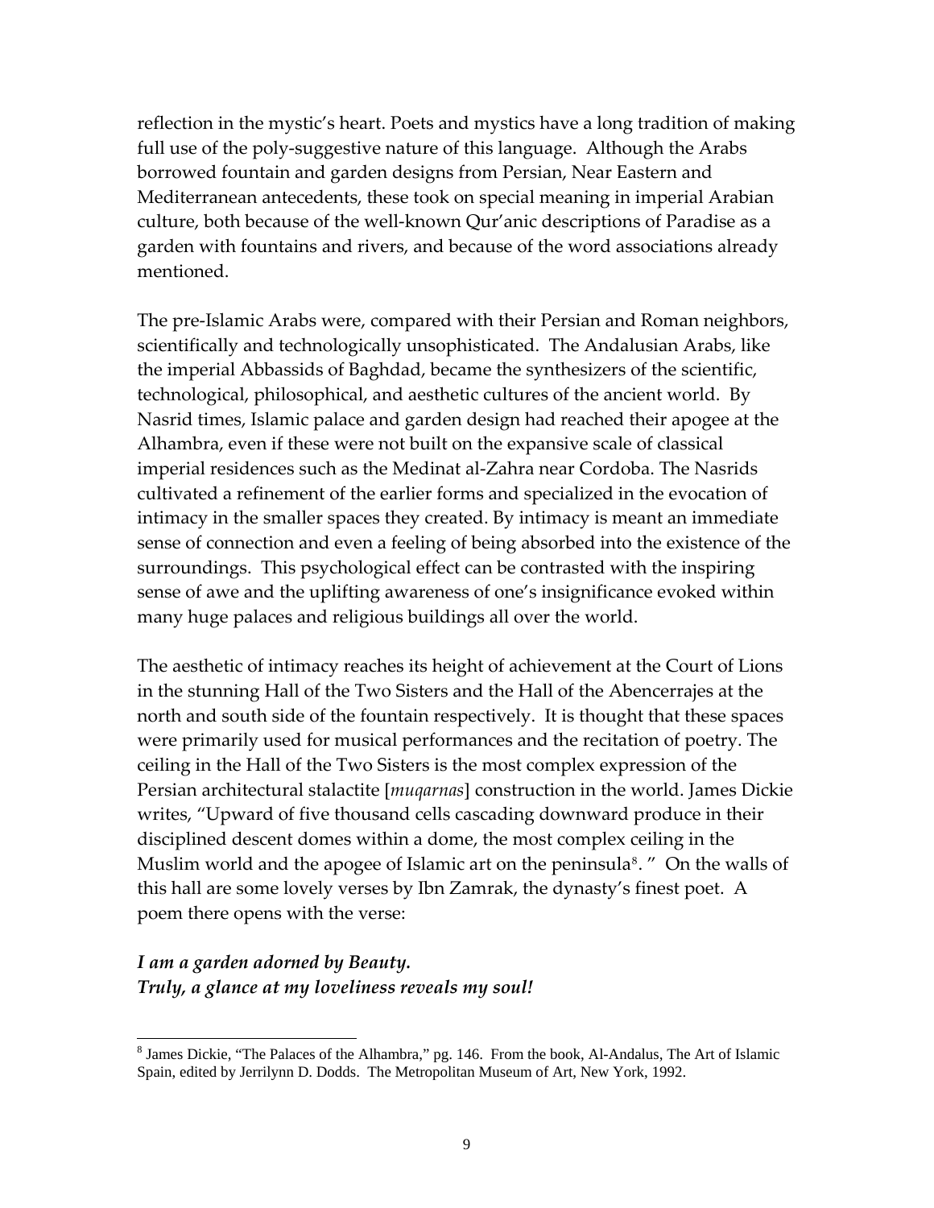reflection in the mystic's heart. Poets and mystics have a long tradition of making full use of the poly-suggestive nature of this language. Although the Arabs borrowed fountain and garden designs from Persian, Near Eastern and Mediterranean antecedents, these took on special meaning in imperial Arabian culture, both because of the well-known Qur'anic descriptions of Paradise as a garden with fountains and rivers, and because of the word associations already mentioned.

The pre-Islamic Arabs were, compared with their Persian and Roman neighbors, scientifically and technologically unsophisticated. The Andalusian Arabs, like the imperial Abbassids of Baghdad, became the synthesizers of the scientific, technological, philosophical, and aesthetic cultures of the ancient world. By Nasrid times, Islamic palace and garden design had reached their apogee at the Alhambra, even if these were not built on the expansive scale of classical imperial residences such as the Medinat al-Zahra near Cordoba. The Nasrids cultivated a refinement of the earlier forms and specialized in the evocation of intimacy in the smaller spaces they created. By intimacy is meant an immediate sense of connection and even a feeling of being absorbed into the existence of the surroundings. This psychological effect can be contrasted with the inspiring sense of awe and the uplifting awareness of one's insignificance evoked within many huge palaces and religious buildings all over the world.

The aesthetic of intimacy reaches its height of achievement at the Court of Lions in the stunning Hall of the Two Sisters and the Hall of the Abencerrajes at the north and south side of the fountain respectively. It is thought that these spaces were primarily used for musical performances and the recitation of poetry. The ceiling in the Hall of the Two Sisters is the most complex expression of the Persian architectural stalactite [*muqarnas*] construction in the world. James Dickie writes, "Upward of five thousand cells cascading downward produce in their disciplined descent domes within a dome, the most complex ceiling in the Muslim world and the apogee of Islamic art on the peninsula[8]. " On the walls of this hall are some lovely verses by Ibn Zamrak, the dynasty's finest poet. A poem there opens with the verse:

***I am a garden adorned by Beauty.***
***Truly, a glance at my loveliness reveals my soul!***

---

[8] James Dickie, "The Palaces of the Alhambra," pg. 146. From the book, Al-Andalus, The Art of Islamic Spain, edited by Jerrilynn D. Dodds. The Metropolitan Museum of Art, New York, 1992.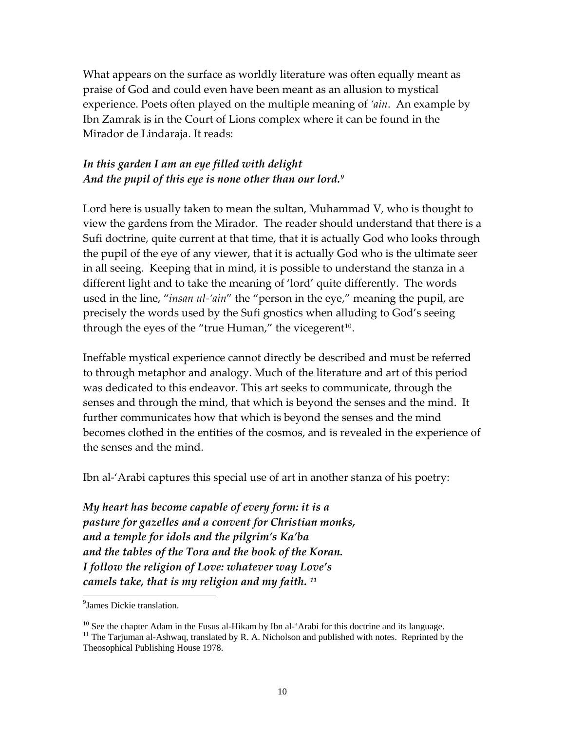What appears on the surface as worldly literature was often equally meant as praise of God and could even have been meant as an allusion to mystical experience. Poets often played on the multiple meaning of *'ain*. An example by Ibn Zamrak is in the Court of Lions complex where it can be found in the Mirador de Lindaraja. It reads:

***In this garden I am an eye filled with delight***
***And the pupil of this eye is none other than our lord.***[9]

Lord here is usually taken to mean the sultan, Muhammad V, who is thought to view the gardens from the Mirador. The reader should understand that there is a Sufi doctrine, quite current at that time, that it is actually God who looks through the pupil of the eye of any viewer, that it is actually God who is the ultimate seer in all seeing. Keeping that in mind, it is possible to understand the stanza in a different light and to take the meaning of 'lord' quite differently. The words used in the line, "*insan ul-'ain*" the "person in the eye," meaning the pupil, are precisely the words used by the Sufi gnostics when alluding to God's seeing through the eyes of the "true Human," the vicegerent[10].

Ineffable mystical experience cannot directly be described and must be referred to through metaphor and analogy. Much of the literature and art of this period was dedicated to this endeavor. This art seeks to communicate, through the senses and through the mind, that which is beyond the senses and the mind. It further communicates how that which is beyond the senses and the mind becomes clothed in the entities of the cosmos, and is revealed in the experience of the senses and the mind.

Ibn al-'Arabi captures this special use of art in another stanza of his poetry:

***My heart has become capable of every form: it is a***
***pasture for gazelles and a convent for Christian monks,***
***and a temple for idols and the pilgrim's Ka'ba***
***and the tables of the Tora and the book of the Koran.***
***I follow the religion of Love: whatever way Love's***
***camels take, that is my religion and my faith.***[11]

---

[9] James Dickie translation.

[10] See the chapter Adam in the Fusus al-Hikam by Ibn al-'Arabi for this doctrine and its language.

[11] The Tarjuman al-Ashwaq, translated by R. A. Nicholson and published with notes. Reprinted by the Theosophical Publishing House 1978.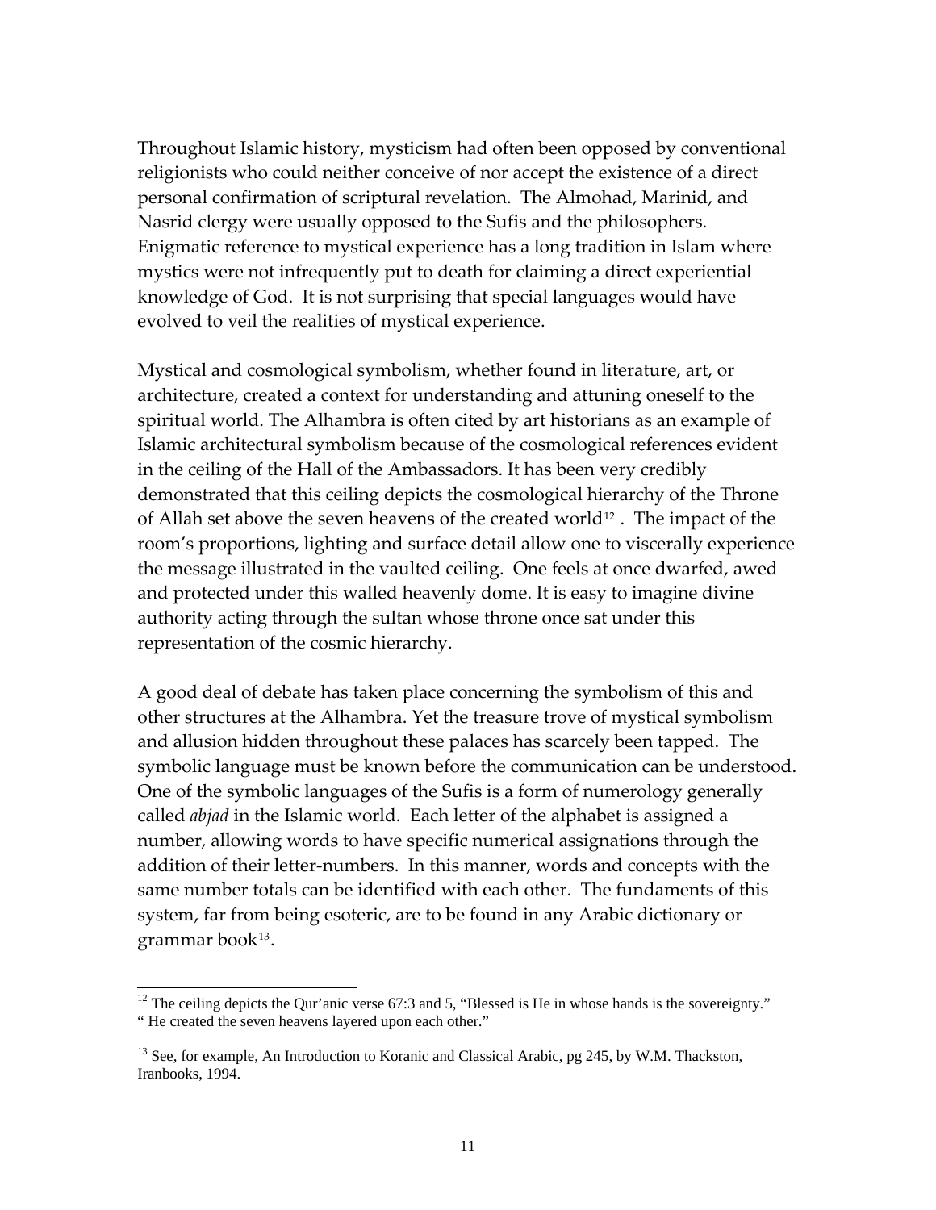Throughout Islamic history, mysticism had often been opposed by conventional religionists who could neither conceive of nor accept the existence of a direct personal confirmation of scriptural revelation. The Almohad, Marinid, and Nasrid clergy were usually opposed to the Sufis and the philosophers. Enigmatic reference to mystical experience has a long tradition in Islam where mystics were not infrequently put to death for claiming a direct experiential knowledge of God. It is not surprising that special languages would have evolved to veil the realities of mystical experience.

Mystical and cosmological symbolism, whether found in literature, art, or architecture, created a context for understanding and attuning oneself to the spiritual world. The Alhambra is often cited by art historians as an example of Islamic architectural symbolism because of the cosmological references evident in the ceiling of the Hall of the Ambassadors. It has been very credibly demonstrated that this ceiling depicts the cosmological hierarchy of the Throne of Allah set above the seven heavens of the created world[12] . The impact of the room's proportions, lighting and surface detail allow one to viscerally experience the message illustrated in the vaulted ceiling. One feels at once dwarfed, awed and protected under this walled heavenly dome. It is easy to imagine divine authority acting through the sultan whose throne once sat under this representation of the cosmic hierarchy.

A good deal of debate has taken place concerning the symbolism of this and other structures at the Alhambra. Yet the treasure trove of mystical symbolism and allusion hidden throughout these palaces has scarcely been tapped. The symbolic language must be known before the communication can be understood. One of the symbolic languages of the Sufis is a form of numerology generally called *abjad* in the Islamic world. Each letter of the alphabet is assigned a number, allowing words to have specific numerical assignations through the addition of their letter-numbers. In this manner, words and concepts with the same number totals can be identified with each other. The fundaments of this system, far from being esoteric, are to be found in any Arabic dictionary or grammar book[13].

---

[12] The ceiling depicts the Qur'anic verse 67:3 and 5, "Blessed is He in whose hands is the sovereignty." " He created the seven heavens layered upon each other."

[13] See, for example, An Introduction to Koranic and Classical Arabic, pg 245, by W.M. Thackston, Iranbooks, 1994.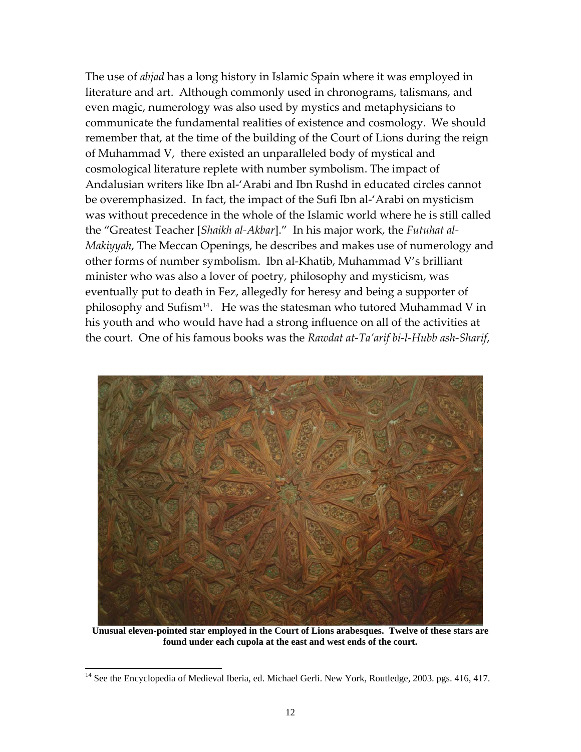The use of *abjad* has a long history in Islamic Spain where it was employed in literature and art. Although commonly used in chronograms, talismans, and even magic, numerology was also used by mystics and metaphysicians to communicate the fundamental realities of existence and cosmology. We should remember that, at the time of the building of the Court of Lions during the reign of Muhammad V, there existed an unparalleled body of mystical and cosmological literature replete with number symbolism. The impact of Andalusian writers like Ibn al-'Arabi and Ibn Rushd in educated circles cannot be overemphasized. In fact, the impact of the Sufi Ibn al-'Arabi on mysticism was without precedence in the whole of the Islamic world where he is still called the "Greatest Teacher [*Shaikh al-Akbar*]." In his major work, the *Futuhat al-Makiyyah*, The Meccan Openings, he describes and makes use of numerology and other forms of number symbolism. Ibn al-Khatib, Muhammad V's brilliant minister who was also a lover of poetry, philosophy and mysticism, was eventually put to death in Fez, allegedly for heresy and being a supporter of philosophy and Sufism[14]. He was the statesman who tutored Muhammad V in his youth and who would have had a strong influence on all of the activities at the court. One of his famous books was the *Rawdat at-Ta'arif bi-l-Hubb ash-Sharif*,

**Unusual eleven-pointed star employed in the Court of Lions arabesques. Twelve of these stars are found under each cupola at the east and west ends of the court.**

[14] See the Encyclopedia of Medieval Iberia, ed. Michael Gerli. New York, Routledge, 2003. pgs. 416, 417.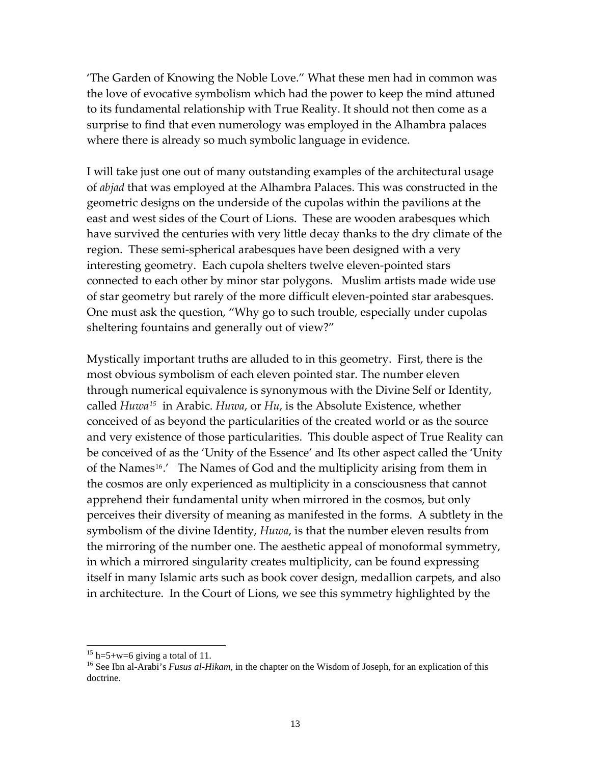'The Garden of Knowing the Noble Love." What these men had in common was the love of evocative symbolism which had the power to keep the mind attuned to its fundamental relationship with True Reality. It should not then come as a surprise to find that even numerology was employed in the Alhambra palaces where there is already so much symbolic language in evidence.

I will take just one out of many outstanding examples of the architectural usage of *abjad* that was employed at the Alhambra Palaces. This was constructed in the geometric designs on the underside of the cupolas within the pavilions at the east and west sides of the Court of Lions. These are wooden arabesques which have survived the centuries with very little decay thanks to the dry climate of the region. These semi-spherical arabesques have been designed with a very interesting geometry. Each cupola shelters twelve eleven-pointed stars connected to each other by minor star polygons. Muslim artists made wide use of star geometry but rarely of the more difficult eleven-pointed star arabesques. One must ask the question, "Why go to such trouble, especially under cupolas sheltering fountains and generally out of view?"

Mystically important truths are alluded to in this geometry. First, there is the most obvious symbolism of each eleven pointed star. The number eleven through numerical equivalence is synonymous with the Divine Self or Identity, called *Huwa*[15] in Arabic. *Huwa*, or *Hu*, is the Absolute Existence, whether conceived of as beyond the particularities of the created world or as the source and very existence of those particularities. This double aspect of True Reality can be conceived of as the 'Unity of the Essence' and Its other aspect called the 'Unity of the Names[16].' The Names of God and the multiplicity arising from them in the cosmos are only experienced as multiplicity in a consciousness that cannot apprehend their fundamental unity when mirrored in the cosmos, but only perceives their diversity of meaning as manifested in the forms. A subtlety in the symbolism of the divine Identity, *Huwa*, is that the number eleven results from the mirroring of the number one. The aesthetic appeal of monoformal symmetry, in which a mirrored singularity creates multiplicity, can be found expressing itself in many Islamic arts such as book cover design, medallion carpets, and also in architecture. In the Court of Lions, we see this symmetry highlighted by the

---

[15] h=5+w=6 giving a total of 11.

[16] See Ibn al-Arabi's *Fusus al-Hikam*, in the chapter on the Wisdom of Joseph, for an explication of this doctrine.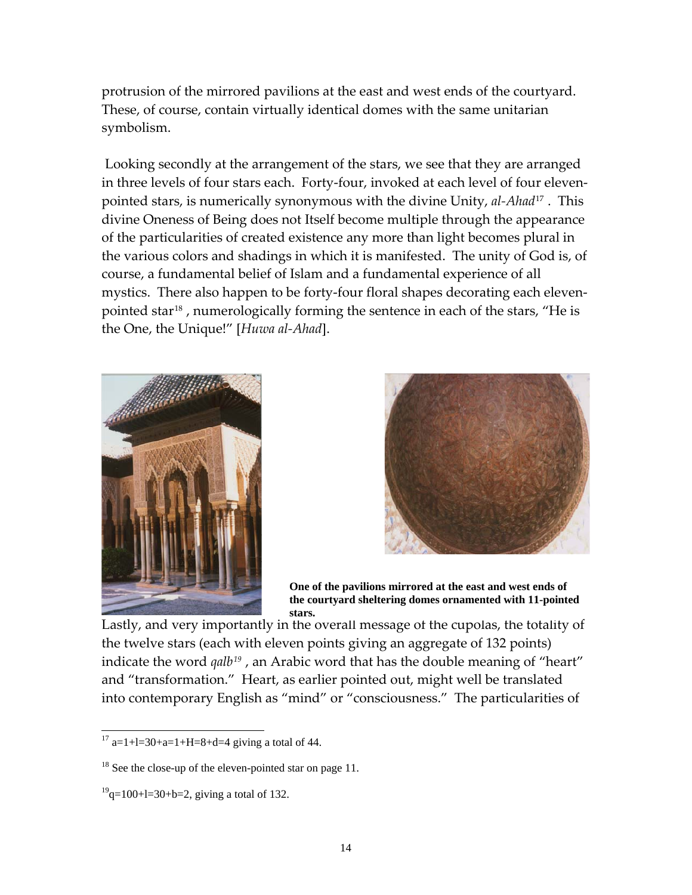protrusion of the mirrored pavilions at the east and west ends of the courtyard. These, of course, contain virtually identical domes with the same unitarian symbolism.

Looking secondly at the arrangement of the stars, we see that they are arranged in three levels of four stars each. Forty-four, invoked at each level of four eleven-pointed stars, is numerically synonymous with the divine Unity, *al-Ahad*[17]. This divine Oneness of Being does not Itself become multiple through the appearance of the particularities of created existence any more than light becomes plural in the various colors and shadings in which it is manifested. The unity of God is, of course, a fundamental belief of Islam and a fundamental experience of all mystics. There also happen to be forty-four floral shapes decorating each eleven-pointed star[18], numerologically forming the sentence in each of the stars, "He is the One, the Unique!" [*Huwa al-Ahad*].

**One of the pavilions mirrored at the east and west ends of the courtyard sheltering domes ornamented with 11-pointed stars.**

Lastly, and very importantly in the overall message of the cupolas, the totality of the twelve stars (each with eleven points giving an aggregate of 132 points) indicate the word *qalb*[19], an Arabic word that has the double meaning of "heart" and "transformation." Heart, as earlier pointed out, might well be translated into contemporary English as "mind" or "consciousness." The particularities of

---

[17] a=1+l=30+a=1+H=8+d=4 giving a total of 44.

[18] See the close-up of the eleven-pointed star on page 11.

[19] q=100+l=30+b=2, giving a total of 132.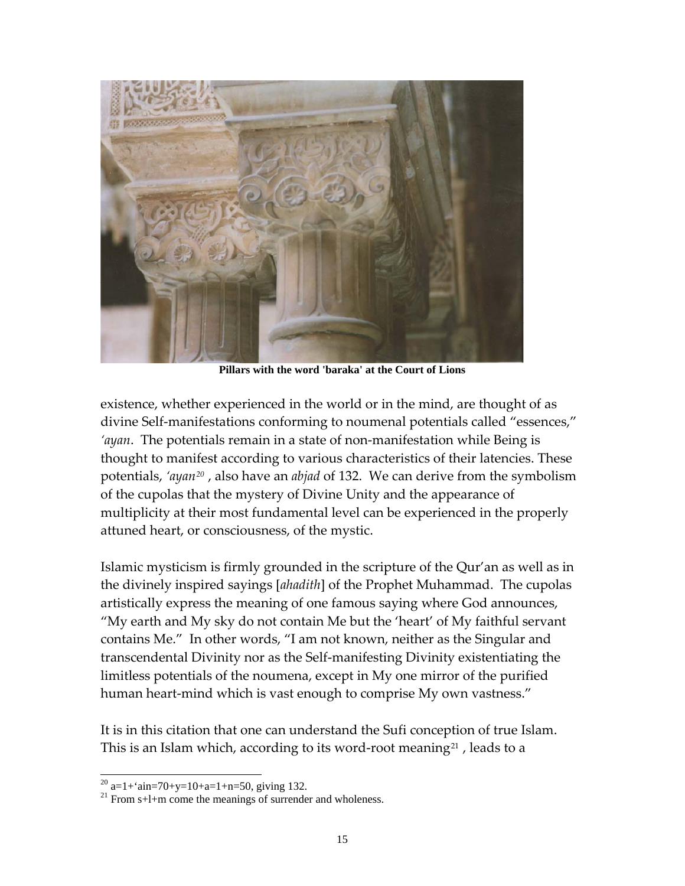Pillars with the word 'baraka' at the Court of Lions

existence, whether experienced in the world or in the mind, are thought of as divine Self-manifestations conforming to noumenal potentials called "essences," *'ayan*. The potentials remain in a state of non-manifestation while Being is thought to manifest according to various characteristics of their latencies. These potentials, *'ayan*[20] , also have an *abjad* of 132. We can derive from the symbolism of the cupolas that the mystery of Divine Unity and the appearance of multiplicity at their most fundamental level can be experienced in the properly attuned heart, or consciousness, of the mystic.

Islamic mysticism is firmly grounded in the scripture of the Qur'an as well as in the divinely inspired sayings [*ahadith*] of the Prophet Muhammad. The cupolas artistically express the meaning of one famous saying where God announces, "My earth and My sky do not contain Me but the 'heart' of My faithful servant contains Me." In other words, "I am not known, neither as the Singular and transcendental Divinity nor as the Self-manifesting Divinity existentiating the limitless potentials of the noumena, except in My one mirror of the purified human heart-mind which is vast enough to comprise My own vastness."

It is in this citation that one can understand the Sufi conception of true Islam. This is an Islam which, according to its word-root meaning[21] , leads to a

---

[20] a=1+'ain=70+y=10+a=1+n=50, giving 132.

[21] From s+l+m come the meanings of surrender and wholeness.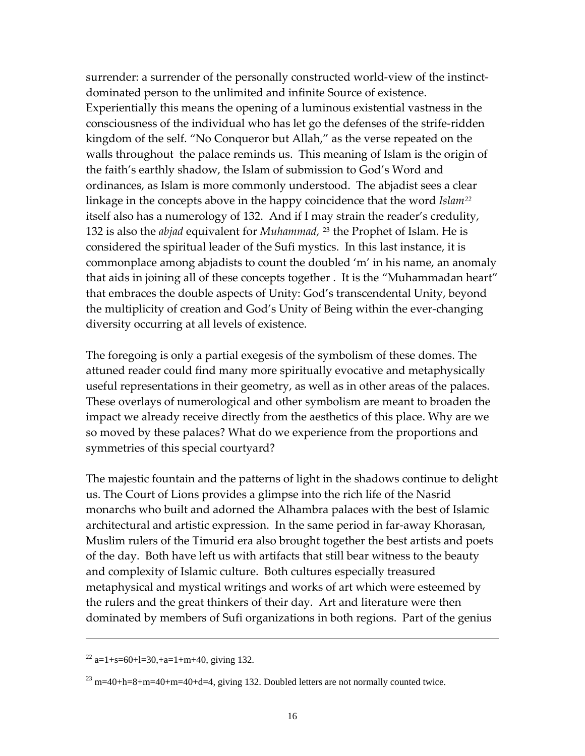surrender: a surrender of the personally constructed world-view of the instinct-dominated person to the unlimited and infinite Source of existence. Experientially this means the opening of a luminous existential vastness in the consciousness of the individual who has let go the defenses of the strife-ridden kingdom of the self. "No Conqueror but Allah," as the verse repeated on the walls throughout the palace reminds us. This meaning of Islam is the origin of the faith's earthly shadow, the Islam of submission to God's Word and ordinances, as Islam is more commonly understood. The abjadist sees a clear linkage in the concepts above in the happy coincidence that the word *Islam*[22] itself also has a numerology of 132. And if I may strain the reader's credulity, 132 is also the *abjad* equivalent for *Muhammad,* [23] the Prophet of Islam. He is considered the spiritual leader of the Sufi mystics. In this last instance, it is commonplace among abjadists to count the doubled 'm' in his name, an anomaly that aids in joining all of these concepts together . It is the "Muhammadan heart" that embraces the double aspects of Unity: God's transcendental Unity, beyond the multiplicity of creation and God's Unity of Being within the ever-changing diversity occurring at all levels of existence.

The foregoing is only a partial exegesis of the symbolism of these domes. The attuned reader could find many more spiritually evocative and metaphysically useful representations in their geometry, as well as in other areas of the palaces. These overlays of numerological and other symbolism are meant to broaden the impact we already receive directly from the aesthetics of this place. Why are we so moved by these palaces? What do we experience from the proportions and symmetries of this special courtyard?

The majestic fountain and the patterns of light in the shadows continue to delight us. The Court of Lions provides a glimpse into the rich life of the Nasrid monarchs who built and adorned the Alhambra palaces with the best of Islamic architectural and artistic expression. In the same period in far-away Khorasan, Muslim rulers of the Timurid era also brought together the best artists and poets of the day. Both have left us with artifacts that still bear witness to the beauty and complexity of Islamic culture. Both cultures especially treasured metaphysical and mystical writings and works of art which were esteemed by the rulers and the great thinkers of their day. Art and literature were then dominated by members of Sufi organizations in both regions. Part of the genius

---

[22] a=1+s=60+l=30,+a=1+m+40, giving 132.

[23] m=40+h=8+m=40+m=40+d=4, giving 132. Doubled letters are not normally counted twice.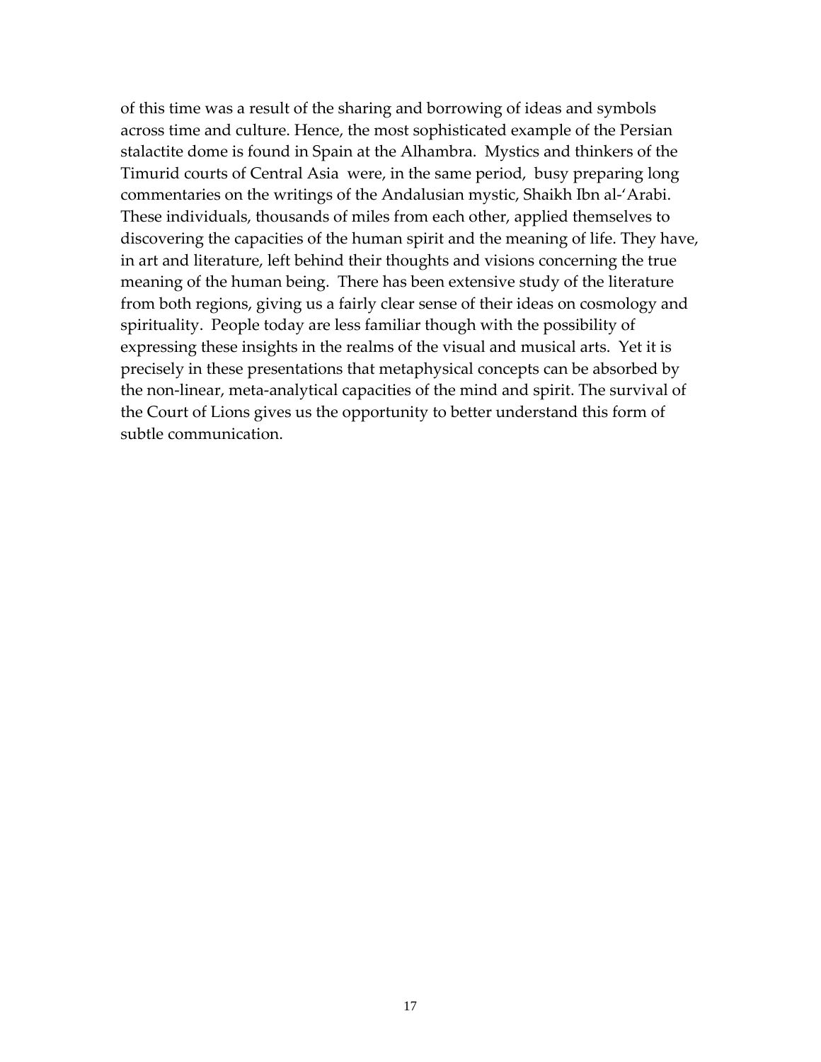of this time was a result of the sharing and borrowing of ideas and symbols across time and culture. Hence, the most sophisticated example of the Persian stalactite dome is found in Spain at the Alhambra. Mystics and thinkers of the Timurid courts of Central Asia were, in the same period, busy preparing long commentaries on the writings of the Andalusian mystic, Shaikh Ibn al-'Arabi. These individuals, thousands of miles from each other, applied themselves to discovering the capacities of the human spirit and the meaning of life. They have, in art and literature, left behind their thoughts and visions concerning the true meaning of the human being. There has been extensive study of the literature from both regions, giving us a fairly clear sense of their ideas on cosmology and spirituality. People today are less familiar though with the possibility of expressing these insights in the realms of the visual and musical arts. Yet it is precisely in these presentations that metaphysical concepts can be absorbed by the non-linear, meta-analytical capacities of the mind and spirit. The survival of the Court of Lions gives us the opportunity to better understand this form of subtle communication.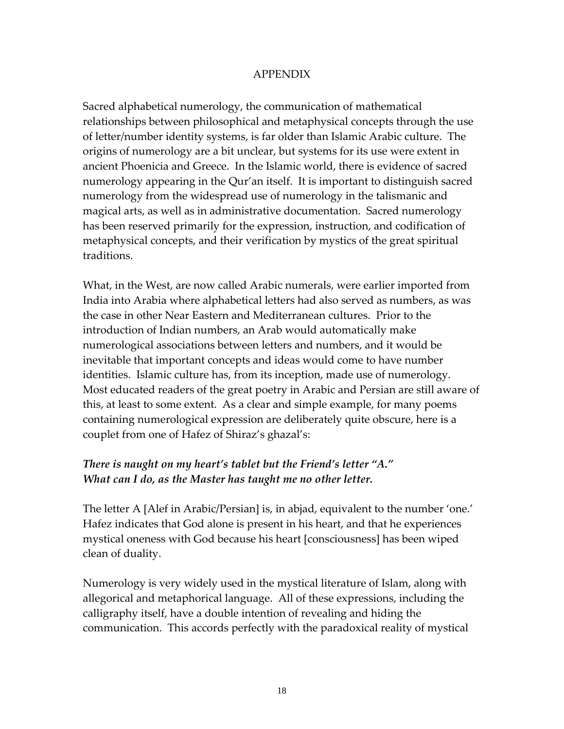# APPENDIX

Sacred alphabetical numerology, the communication of mathematical relationships between philosophical and metaphysical concepts through the use of letter/number identity systems, is far older than Islamic Arabic culture. The origins of numerology are a bit unclear, but systems for its use were extent in ancient Phoenicia and Greece. In the Islamic world, there is evidence of sacred numerology appearing in the Qur'an itself. It is important to distinguish sacred numerology from the widespread use of numerology in the talismanic and magical arts, as well as in administrative documentation. Sacred numerology has been reserved primarily for the expression, instruction, and codification of metaphysical concepts, and their verification by mystics of the great spiritual traditions.

What, in the West, are now called Arabic numerals, were earlier imported from India into Arabia where alphabetical letters had also served as numbers, as was the case in other Near Eastern and Mediterranean cultures. Prior to the introduction of Indian numbers, an Arab would automatically make numerological associations between letters and numbers, and it would be inevitable that important concepts and ideas would come to have number identities. Islamic culture has, from its inception, made use of numerology. Most educated readers of the great poetry in Arabic and Persian are still aware of this, at least to some extent. As a clear and simple example, for many poems containing numerological expression are deliberately quite obscure, here is a couplet from one of Hafez of Shiraz's ghazal's:

***There is naught on my heart's tablet but the Friend's letter "A."***
***What can I do, as the Master has taught me no other letter.***

The letter A [Alef in Arabic/Persian] is, in abjad, equivalent to the number 'one.' Hafez indicates that God alone is present in his heart, and that he experiences mystical oneness with God because his heart [consciousness] has been wiped clean of duality.

Numerology is very widely used in the mystical literature of Islam, along with allegorical and metaphorical language. All of these expressions, including the calligraphy itself, have a double intention of revealing and hiding the communication. This accords perfectly with the paradoxical reality of mystical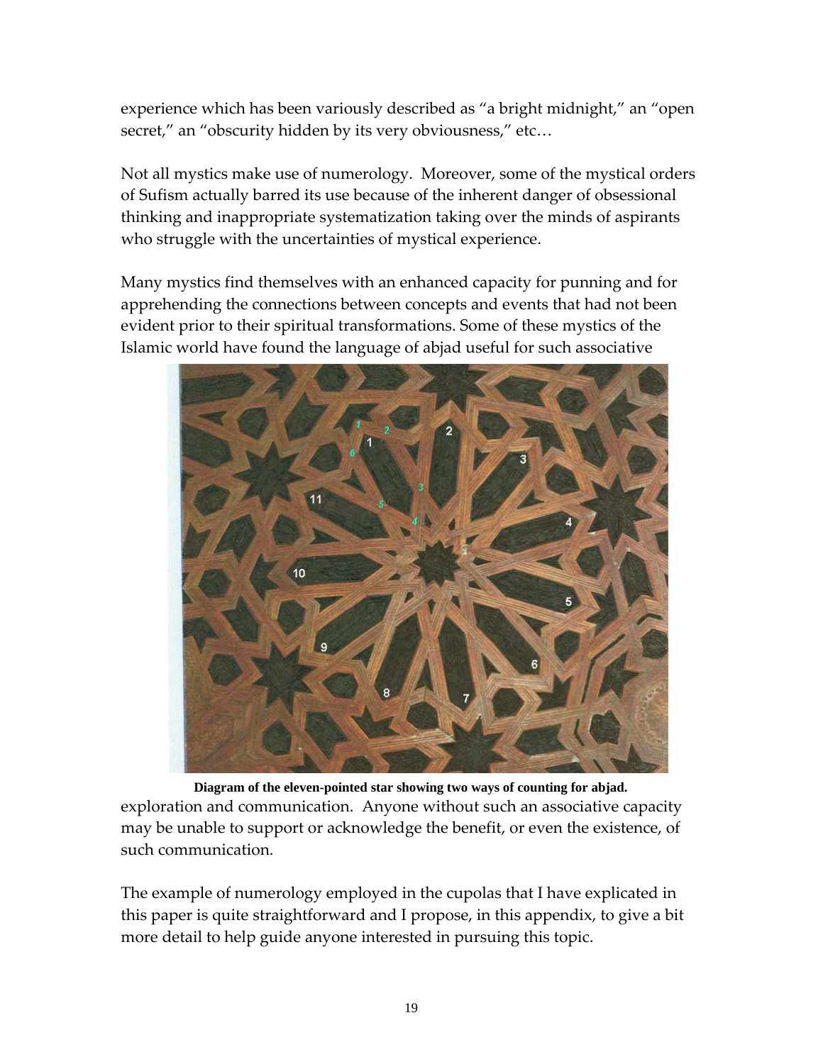experience which has been variously described as "a bright midnight," an "open secret," an "obscurity hidden by its very obviousness," etc…

Not all mystics make use of numerology. Moreover, some of the mystical orders of Sufism actually barred its use because of the inherent danger of obsessional thinking and inappropriate systematization taking over the minds of aspirants who struggle with the uncertainties of mystical experience.

Many mystics find themselves with an enhanced capacity for punning and for apprehending the connections between concepts and events that had not been evident prior to their spiritual transformations. Some of these mystics of the Islamic world have found the language of abjad useful for such associative exploration and communication. Anyone without such an associative capacity may be unable to support or acknowledge the benefit, or even the existence, of such communication.

**Diagram of the eleven-pointed star showing two ways of counting for abjad.**

The example of numerology employed in the cupolas that I have explicated in this paper is quite straightforward and I propose, in this appendix, to give a bit more detail to help guide anyone interested in pursuing this topic.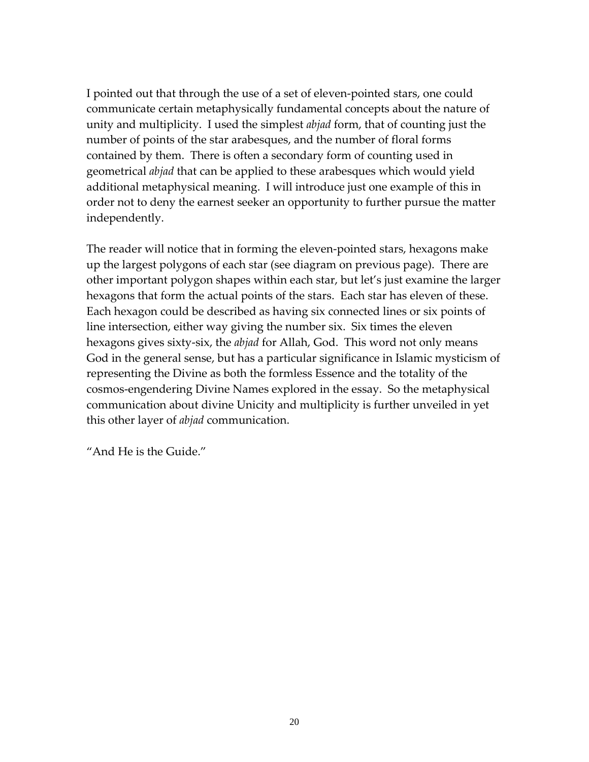I pointed out that through the use of a set of eleven-pointed stars, one could communicate certain metaphysically fundamental concepts about the nature of unity and multiplicity. I used the simplest *abjad* form, that of counting just the number of points of the star arabesques, and the number of floral forms contained by them. There is often a secondary form of counting used in geometrical *abjad* that can be applied to these arabesques which would yield additional metaphysical meaning. I will introduce just one example of this in order not to deny the earnest seeker an opportunity to further pursue the matter independently.

The reader will notice that in forming the eleven-pointed stars, hexagons make up the largest polygons of each star (see diagram on previous page). There are other important polygon shapes within each star, but let's just examine the larger hexagons that form the actual points of the stars. Each star has eleven of these. Each hexagon could be described as having six connected lines or six points of line intersection, either way giving the number six. Six times the eleven hexagons gives sixty-six, the *abjad* for Allah, God. This word not only means God in the general sense, but has a particular significance in Islamic mysticism of representing the Divine as both the formless Essence and the totality of the cosmos-engendering Divine Names explored in the essay. So the metaphysical communication about divine Unicity and multiplicity is further unveiled in yet this other layer of *abjad* communication.

"And He is the Guide."